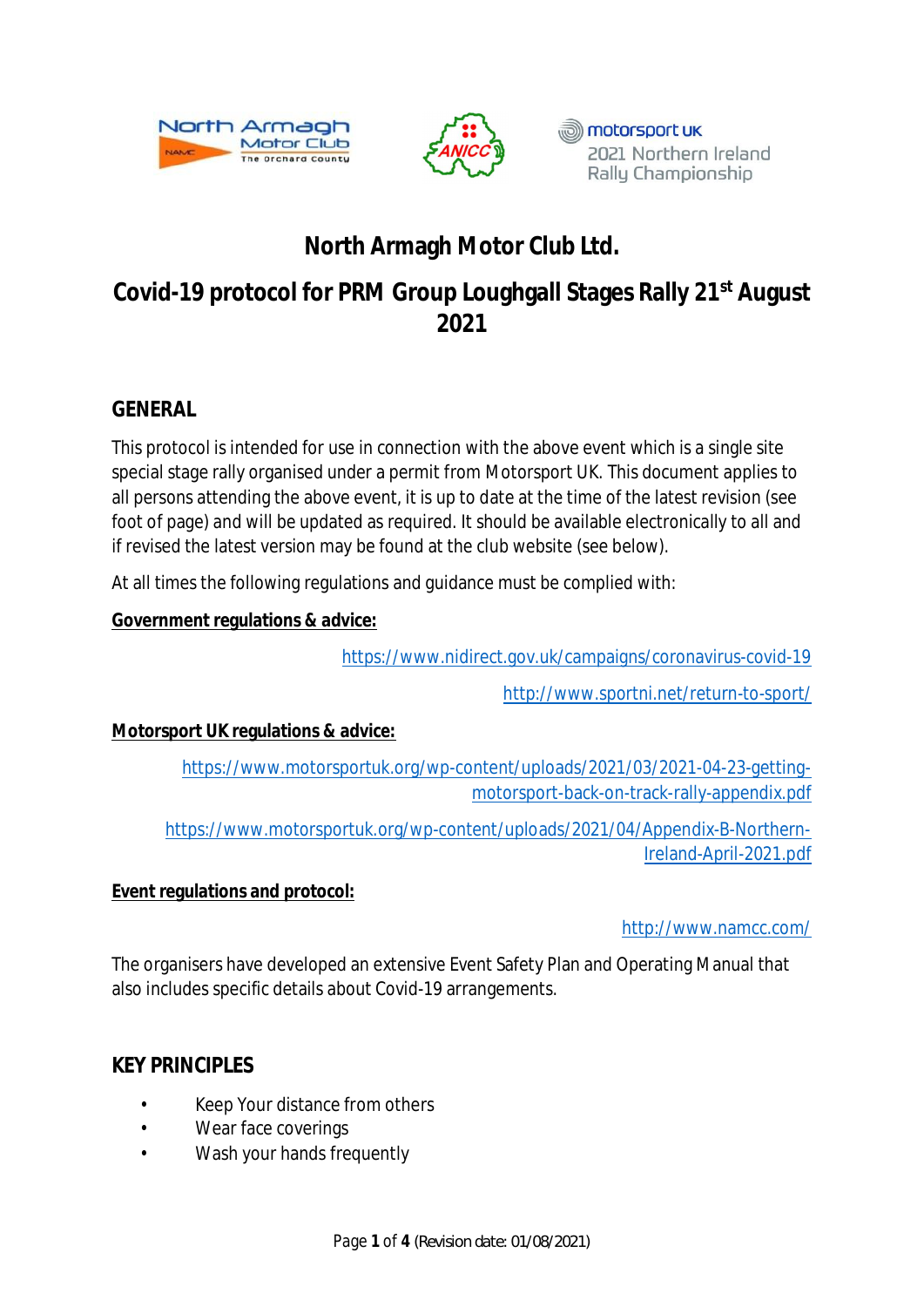North Armagh Motor Club

The orchard county

ANICC

motorsport UK

2021 Northern Ireland Rally Championship

# North Armagh Motor Club Ltd.

# Covid-19 protocol for PRM Group Loughgall Stages Rally 21st August 2021

## GENERAL

This protocol is intended for use in connection with the above event which is a single site special stage rally organised under a permit from Motorsport UK. This document applies to all persons attending the above event, it is up to date at the time of the latest revision (see foot of page) and will be updated as required. It should be available electronically to all and if revised the latest version may be found at the club website (see below).

At all times the following regulations and guidance must be complied with:

**Government regulations & advice:**

https://www.nidirect.gov.uk/campaigns/coronavirus-covid-19

http://www.sportni.net/return-to-sport/

**Motorsport UK regulations & advice:**

https://www.motorsportuk.org/wp-content/uploads/2021/03/2021-04-23-getting-motorsport-back-on-track-rally-appendix.pdf

https://www.motorsportuk.org/wp-content/uploads/2021/04/Appendix-B-Northern-Ireland-April-2021.pdf

**Event regulations and protocol:**

http://www.namcc.com/

The organisers have developed an extensive Event Safety Plan and Operating Manual that also includes specific details about Covid-19 arrangements.

## KEY PRINCIPLES

- Keep Your distance from others
- Wear face coverings
- Wash your hands frequently

(Revision date: 01/08/2021)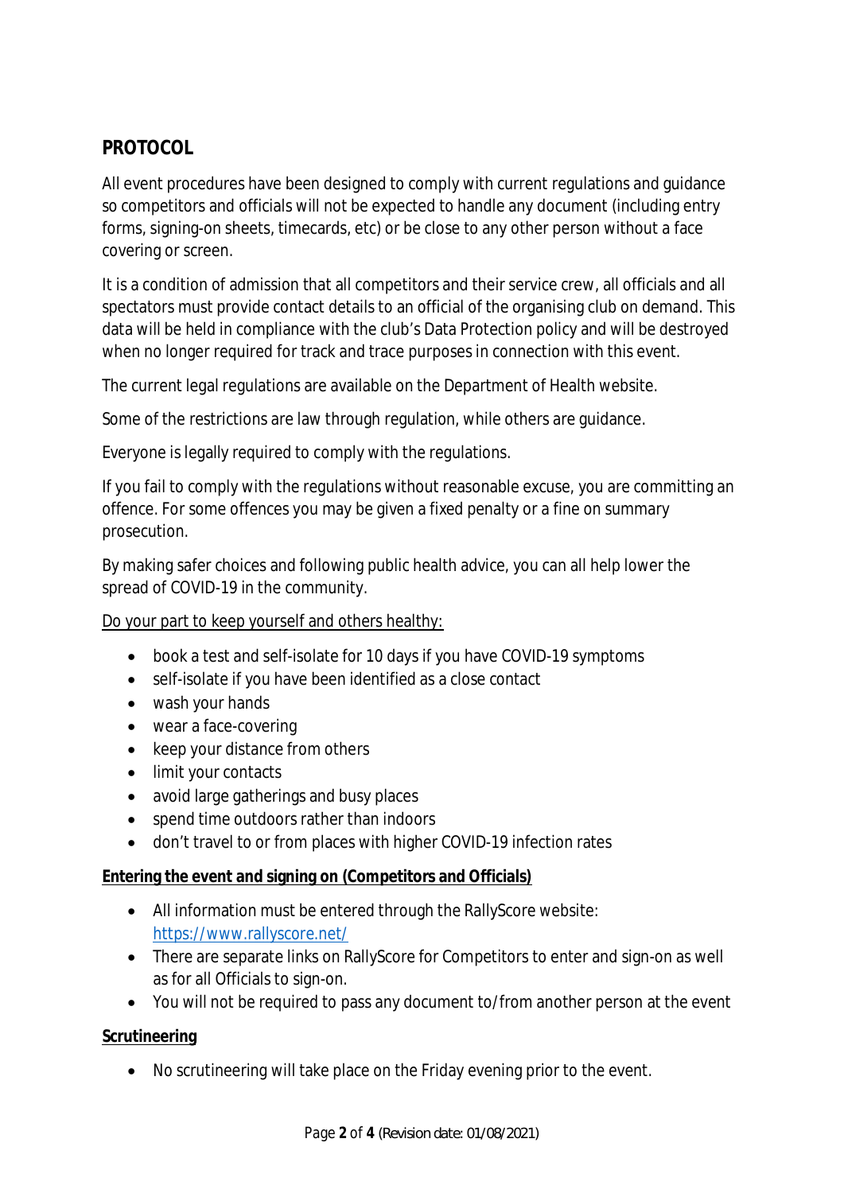## PROTOCOL

All event procedures have been designed to comply with current regulations and guidance so competitors and officials will not be expected to handle any document (including entry forms, signing-on sheets, timecards, etc) or be close to any other person without a face covering or screen.

It is a condition of admission that all competitors and their service crew, all officials and all spectators must provide contact details to an official of the organising club on demand. This data will be held in compliance with the club's Data Protection policy and will be destroyed when no longer required for track and trace purposes in connection with this event.

The current legal regulations are available on the Department of Health website.

Some of the restrictions are law through regulation, while others are guidance.

Everyone is legally required to comply with the regulations.

If you fail to comply with the regulations without reasonable excuse, you are committing an offence. For some offences you may be given a fixed penalty or a fine on summary prosecution.

By making safer choices and following public health advice, you can all help lower the spread of COVID-19 in the community.

Do your part to keep yourself and others healthy:

- book a test and self-isolate for 10 days if you have COVID-19 symptoms
- self-isolate if you have been identified as a close contact
- wash your hands
- wear a face-covering
- keep your distance from others
- limit your contacts
- avoid large gatherings and busy places
- spend time outdoors rather than indoors
- don't travel to or from places with higher COVID-19 infection rates

**Entering the event and signing on (Competitors and Officials)**

- All information must be entered through the RallyScore website: https://www.rallyscore.net/
- There are separate links on RallyScore for Competitors to enter and sign-on as well as for all Officials to sign-on.
- You will not be required to pass any document to/from another person at the event

**Scrutineering**

- No scrutineering will take place on the Friday evening prior to the event.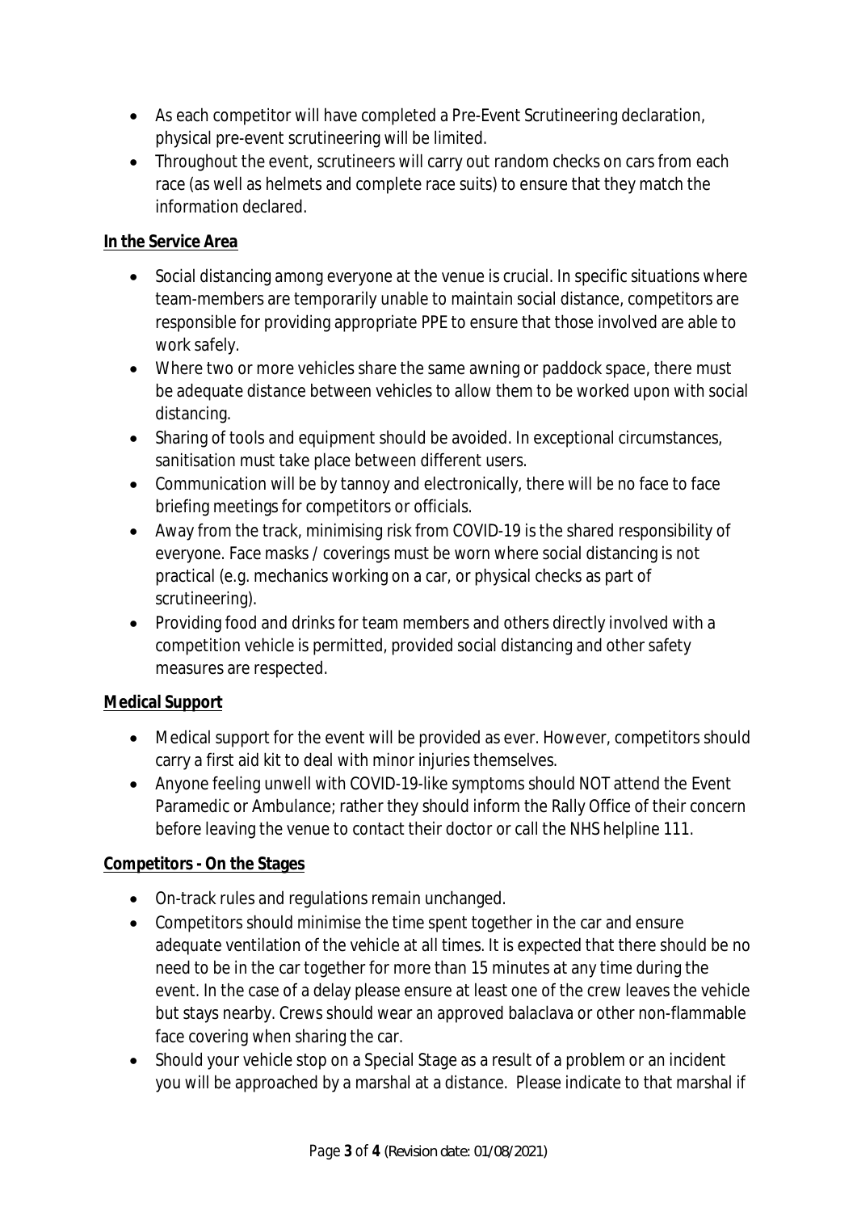- As each competitor will have completed a Pre-Event Scrutineering declaration, physical pre-event scrutineering will be limited.
- Throughout the event, scrutineers will carry out random checks on cars from each race (as well as helmets and complete race suits) to ensure that they match the information declared.

**In the Service Area**

- Social distancing among everyone at the venue is crucial. In specific situations where team-members are temporarily unable to maintain social distance, competitors are responsible for providing appropriate PPE to ensure that those involved are able to work safely.
- Where two or more vehicles share the same awning or paddock space, there must be adequate distance between vehicles to allow them to be worked upon with social distancing.
- Sharing of tools and equipment should be avoided. In exceptional circumstances, sanitisation must take place between different users.
- Communication will be by tannoy and electronically, there will be no face to face briefing meetings for competitors or officials.
- Away from the track, minimising risk from COVID-19 is the shared responsibility of everyone. Face masks / coverings must be worn where social distancing is not practical (e.g. mechanics working on a car, or physical checks as part of scrutineering).
- Providing food and drinks for team members and others directly involved with a competition vehicle is permitted, provided social distancing and other safety measures are respected.

**Medical Support**

- Medical support for the event will be provided as ever. However, competitors should carry a first aid kit to deal with minor injuries themselves.
- Anyone feeling unwell with COVID-19-like symptoms should NOT attend the Event Paramedic or Ambulance; rather they should inform the Rally Office of their concern before leaving the venue to contact their doctor or call the NHS helpline 111.

**Competitors - On the Stages**

- On-track rules and regulations remain unchanged.
- Competitors should minimise the time spent together in the car and ensure adequate ventilation of the vehicle at all times. It is expected that there should be no need to be in the car together for more than 15 minutes at any time during the event. In the case of a delay please ensure at least one of the crew leaves the vehicle but stays nearby. Crews should wear an approved balaclava or other non-flammable face covering when sharing the car.
- Should your vehicle stop on a Special Stage as a result of a problem or an incident you will be approached by a marshal at a distance. Please indicate to that marshal if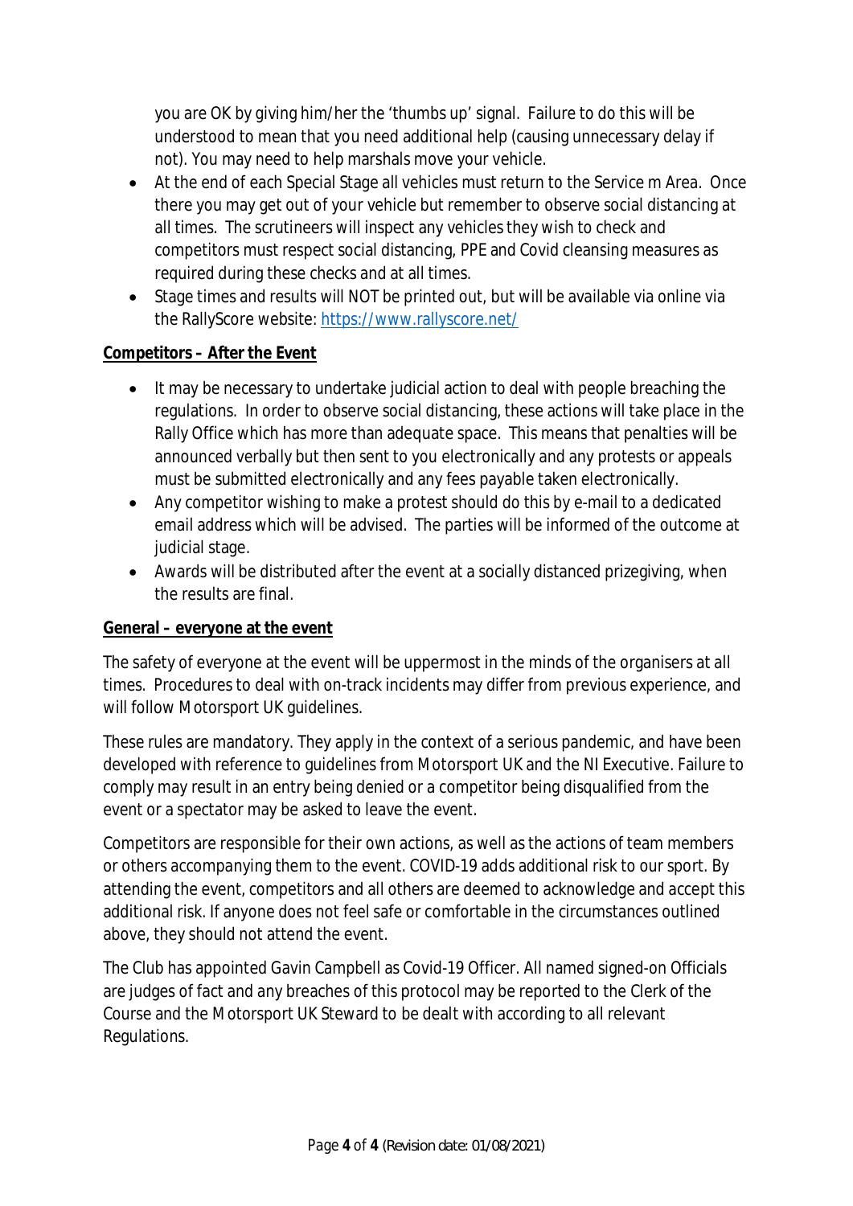you are OK by giving him/her the 'thumbs up' signal. Failure to do this will be understood to mean that you need additional help (causing unnecessary delay if not). You may need to help marshals move your vehicle.

- At the end of each Special Stage all vehicles must return to the Service m Area. Once there you may get out of your vehicle but remember to observe social distancing at all times. The scrutineers will inspect any vehicles they wish to check and competitors must respect social distancing, PPE and Covid cleansing measures as required during these checks and at all times.
- Stage times and results will NOT be printed out, but will be available via online via the RallyScore website: https://www.rallyscore.net/

**Competitors – After the Event**

- It may be necessary to undertake judicial action to deal with people breaching the regulations. In order to observe social distancing, these actions will take place in the Rally Office which has more than adequate space. This means that penalties will be announced verbally but then sent to you electronically and any protests or appeals must be submitted electronically and any fees payable taken electronically.
- Any competitor wishing to make a protest should do this by e-mail to a dedicated email address which will be advised. The parties will be informed of the outcome at judicial stage.
- Awards will be distributed after the event at a socially distanced prizegiving, when the results are final.

**General – everyone at the event**

The safety of everyone at the event will be uppermost in the minds of the organisers at all times. Procedures to deal with on-track incidents may differ from previous experience, and will follow Motorsport UK guidelines.

These rules are mandatory. They apply in the context of a serious pandemic, and have been developed with reference to guidelines from Motorsport UK and the NI Executive. Failure to comply may result in an entry being denied or a competitor being disqualified from the event or a spectator may be asked to leave the event.

Competitors are responsible for their own actions, as well as the actions of team members or others accompanying them to the event. COVID-19 adds additional risk to our sport. By attending the event, competitors and all others are deemed to acknowledge and accept this additional risk. If anyone does not feel safe or comfortable in the circumstances outlined above, they should not attend the event.

The Club has appointed Gavin Campbell as Covid-19 Officer. All named signed-on Officials are judges of fact and any breaches of this protocol may be reported to the Clerk of the Course and the Motorsport UK Steward to be dealt with according to all relevant Regulations.

(Revision date: 01/08/2021)